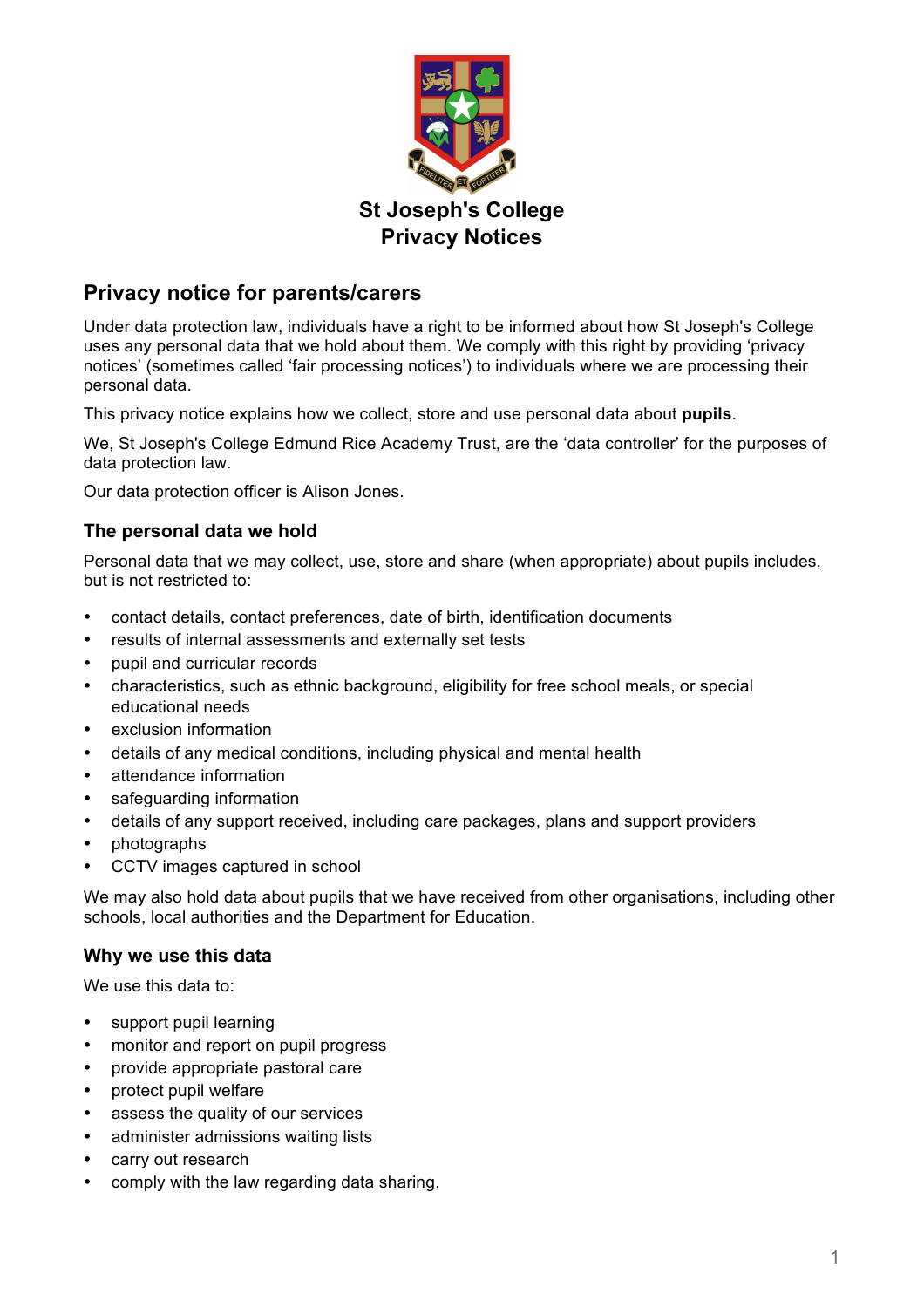# St Joseph's College
# Privacy Notices

## Privacy notice for parents/carers

Under data protection law, individuals have a right to be informed about how St Joseph's College uses any personal data that we hold about them. We comply with this right by providing 'privacy notices' (sometimes called 'fair processing notices') to individuals where we are processing their personal data.

This privacy notice explains how we collect, store and use personal data about **pupils**.

We, St Joseph's College Edmund Rice Academy Trust, are the 'data controller' for the purposes of data protection law.

Our data protection officer is Alison Jones.

### The personal data we hold

Personal data that we may collect, use, store and share (when appropriate) about pupils includes, but is not restricted to:

- contact details, contact preferences, date of birth, identification documents
- results of internal assessments and externally set tests
- pupil and curricular records
- characteristics, such as ethnic background, eligibility for free school meals, or special educational needs
- exclusion information
- details of any medical conditions, including physical and mental health
- attendance information
- safeguarding information
- details of any support received, including care packages, plans and support providers
- photographs
- CCTV images captured in school

We may also hold data about pupils that we have received from other organisations, including other schools, local authorities and the Department for Education.

### Why we use this data

We use this data to:

- support pupil learning
- monitor and report on pupil progress
- provide appropriate pastoral care
- protect pupil welfare
- assess the quality of our services
- administer admissions waiting lists
- carry out research
- comply with the law regarding data sharing.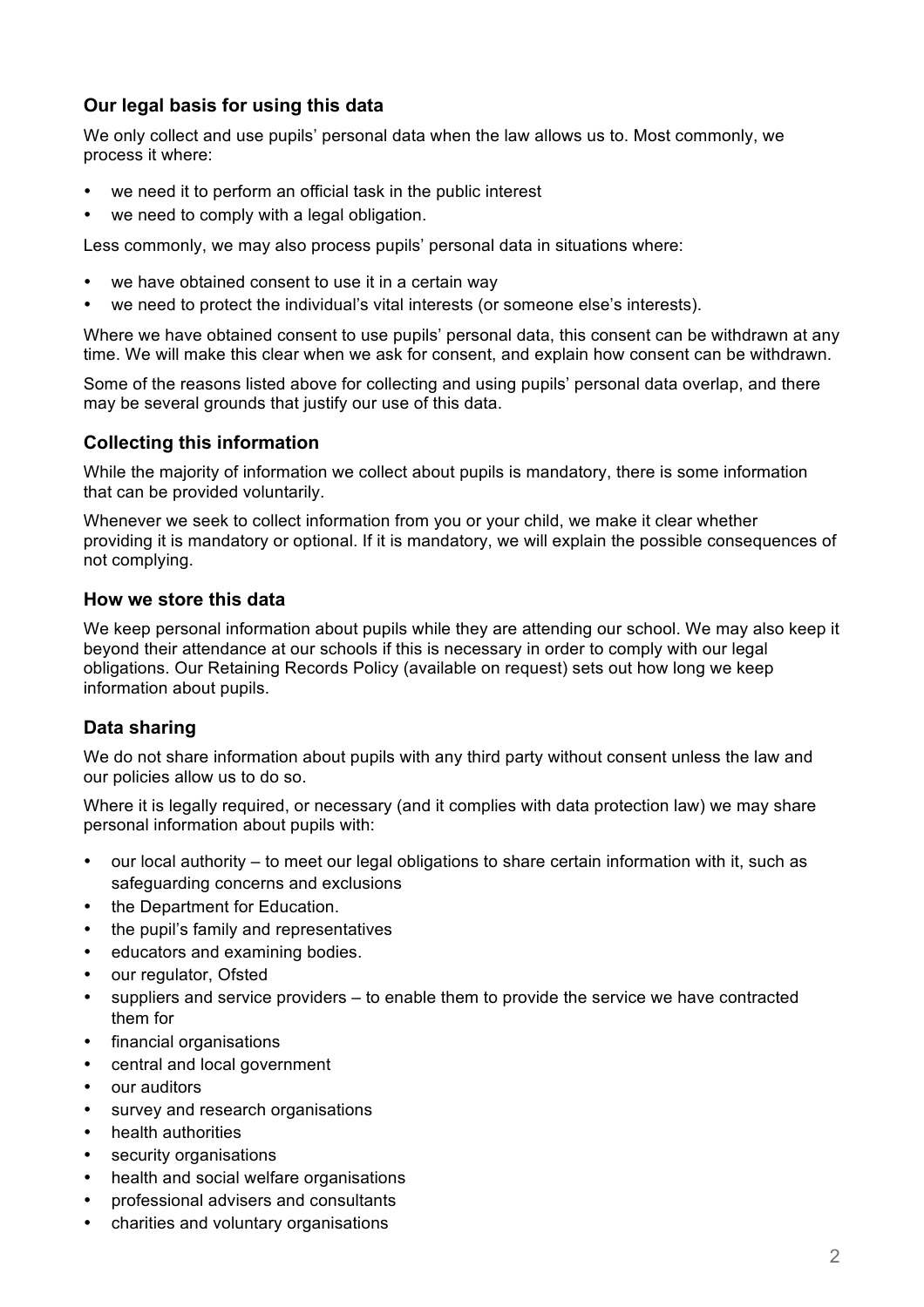## Our legal basis for using this data

We only collect and use pupils' personal data when the law allows us to. Most commonly, we process it where:

- we need it to perform an official task in the public interest
- we need to comply with a legal obligation.

Less commonly, we may also process pupils' personal data in situations where:

- we have obtained consent to use it in a certain way
- we need to protect the individual's vital interests (or someone else's interests).

Where we have obtained consent to use pupils' personal data, this consent can be withdrawn at any time. We will make this clear when we ask for consent, and explain how consent can be withdrawn.

Some of the reasons listed above for collecting and using pupils' personal data overlap, and there may be several grounds that justify our use of this data.

## Collecting this information

While the majority of information we collect about pupils is mandatory, there is some information that can be provided voluntarily.

Whenever we seek to collect information from you or your child, we make it clear whether providing it is mandatory or optional. If it is mandatory, we will explain the possible consequences of not complying.

## How we store this data

We keep personal information about pupils while they are attending our school. We may also keep it beyond their attendance at our schools if this is necessary in order to comply with our legal obligations. Our Retaining Records Policy (available on request) sets out how long we keep information about pupils.

## Data sharing

We do not share information about pupils with any third party without consent unless the law and our policies allow us to do so.

Where it is legally required, or necessary (and it complies with data protection law) we may share personal information about pupils with:

- our local authority – to meet our legal obligations to share certain information with it, such as safeguarding concerns and exclusions
- the Department for Education.
- the pupil's family and representatives
- educators and examining bodies.
- our regulator, Ofsted
- suppliers and service providers – to enable them to provide the service we have contracted them for
- financial organisations
- central and local government
- our auditors
- survey and research organisations
- health authorities
- security organisations
- health and social welfare organisations
- professional advisers and consultants
- charities and voluntary organisations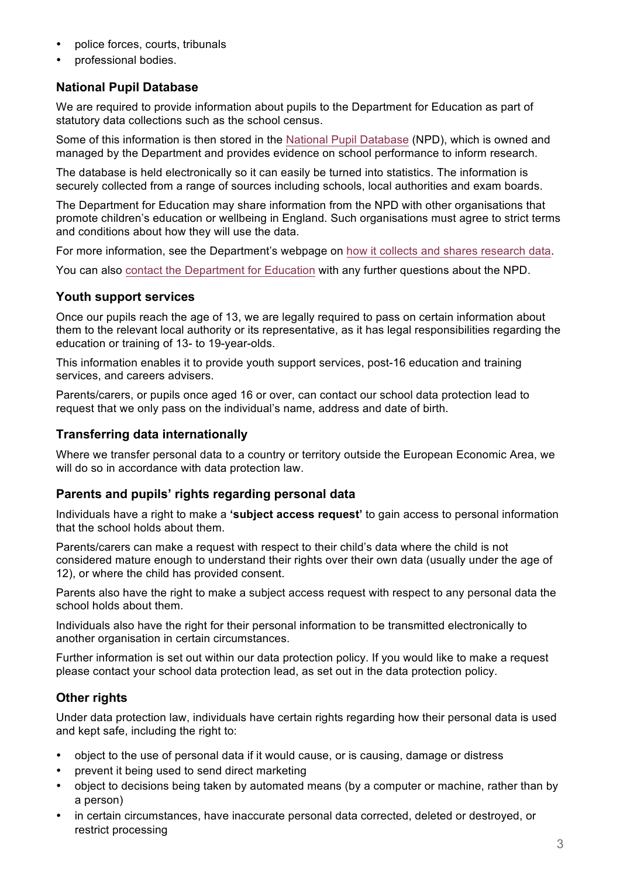- police forces, courts, tribunals
- professional bodies.

### National Pupil Database

We are required to provide information about pupils to the Department for Education as part of statutory data collections such as the school census.

Some of this information is then stored in the National Pupil Database (NPD), which is owned and managed by the Department and provides evidence on school performance to inform research.

The database is held electronically so it can easily be turned into statistics. The information is securely collected from a range of sources including schools, local authorities and exam boards.

The Department for Education may share information from the NPD with other organisations that promote children's education or wellbeing in England. Such organisations must agree to strict terms and conditions about how they will use the data.

For more information, see the Department's webpage on how it collects and shares research data.

You can also contact the Department for Education with any further questions about the NPD.

### Youth support services

Once our pupils reach the age of 13, we are legally required to pass on certain information about them to the relevant local authority or its representative, as it has legal responsibilities regarding the education or training of 13- to 19-year-olds.

This information enables it to provide youth support services, post-16 education and training services, and careers advisers.

Parents/carers, or pupils once aged 16 or over, can contact our school data protection lead to request that we only pass on the individual's name, address and date of birth.

### Transferring data internationally

Where we transfer personal data to a country or territory outside the European Economic Area, we will do so in accordance with data protection law.

### Parents and pupils' rights regarding personal data

Individuals have a right to make a **'subject access request'** to gain access to personal information that the school holds about them.

Parents/carers can make a request with respect to their child's data where the child is not considered mature enough to understand their rights over their own data (usually under the age of 12), or where the child has provided consent.

Parents also have the right to make a subject access request with respect to any personal data the school holds about them.

Individuals also have the right for their personal information to be transmitted electronically to another organisation in certain circumstances.

Further information is set out within our data protection policy. If you would like to make a request please contact your school data protection lead, as set out in the data protection policy.

### Other rights

Under data protection law, individuals have certain rights regarding how their personal data is used and kept safe, including the right to:

- object to the use of personal data if it would cause, or is causing, damage or distress
- prevent it being used to send direct marketing
- object to decisions being taken by automated means (by a computer or machine, rather than by a person)
- in certain circumstances, have inaccurate personal data corrected, deleted or destroyed, or restrict processing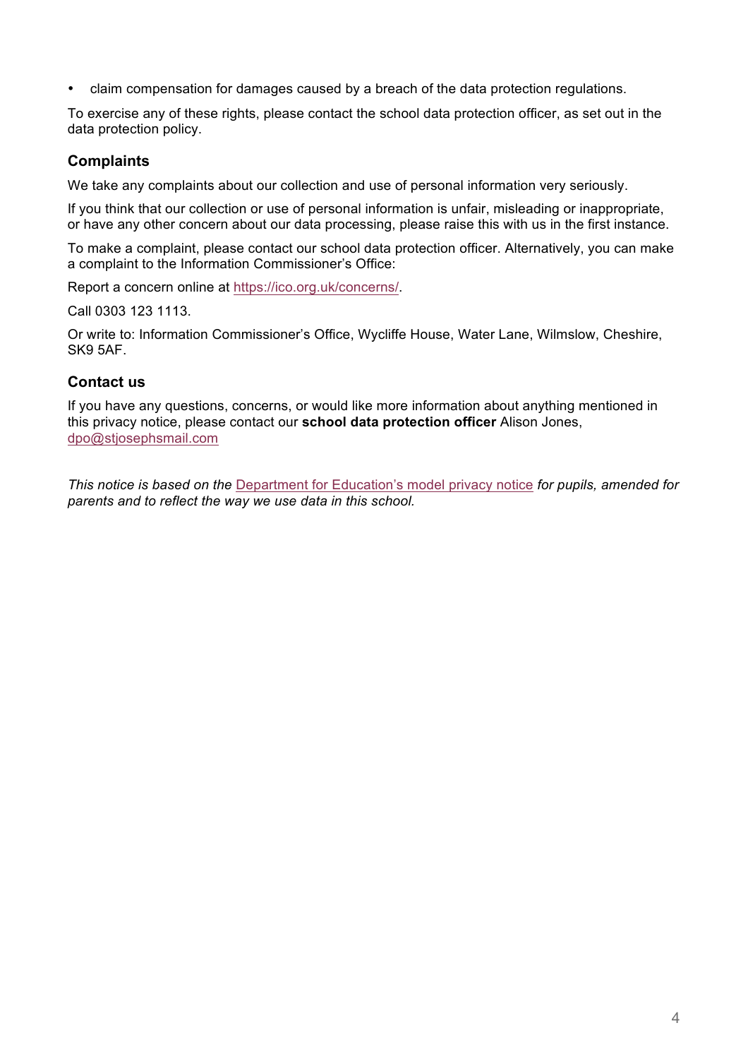- claim compensation for damages caused by a breach of the data protection regulations.

To exercise any of these rights, please contact the school data protection officer, as set out in the data protection policy.

### Complaints

We take any complaints about our collection and use of personal information very seriously.

If you think that our collection or use of personal information is unfair, misleading or inappropriate, or have any other concern about our data processing, please raise this with us in the first instance.

To make a complaint, please contact our school data protection officer. Alternatively, you can make a complaint to the Information Commissioner's Office:

Report a concern online at [https://ico.org.uk/concerns/](https://ico.org.uk/concerns/).

Call 0303 123 1113.

Or write to: Information Commissioner's Office, Wycliffe House, Water Lane, Wilmslow, Cheshire, SK9 5AF.

### Contact us

If you have any questions, concerns, or would like more information about anything mentioned in this privacy notice, please contact our **school data protection officer** Alison Jones, [dpo@stjosephsmail.com](mailto:dpo@stjosephsmail.com)

*This notice is based on the [Department for Education's model privacy notice](#) for pupils, amended for parents and to reflect the way we use data in this school.*